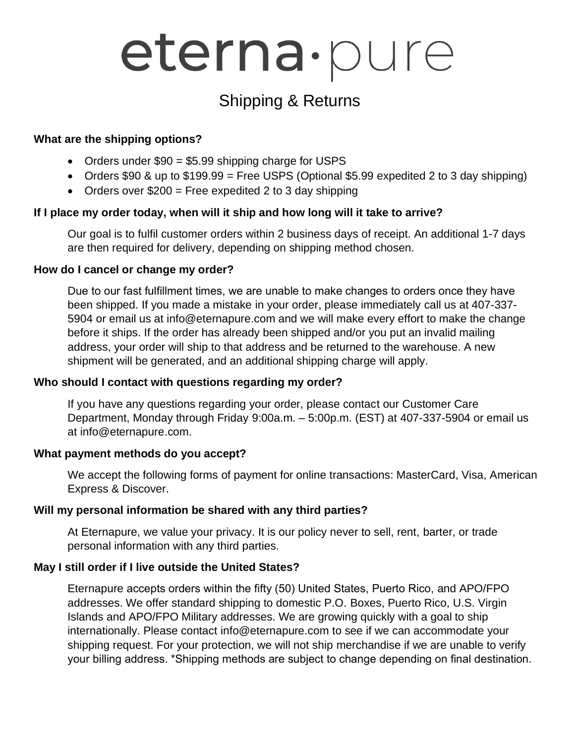# eterna·pure

## Shipping & Returns

**What are the shipping options?**

- Orders under $90 = $5.99 shipping charge for USPS
- Orders $90 & up to $199.99 = Free USPS (Optional $5.99 expedited 2 to 3 day shipping)
- Orders over $200 = Free expedited 2 to 3 day shipping

**If I place my order today, when will it ship and how long will it take to arrive?**

Our goal is to fulfil customer orders within 2 business days of receipt. An additional 1-7 days are then required for delivery, depending on shipping method chosen.

**How do I cancel or change my order?**

Due to our fast fulfillment times, we are unable to make changes to orders once they have been shipped. If you made a mistake in your order, please immediately call us at 407-337-5904 or email us at info@eternapure.com and we will make every effort to make the change before it ships. If the order has already been shipped and/or you put an invalid mailing address, your order will ship to that address and be returned to the warehouse. A new shipment will be generated, and an additional shipping charge will apply.

**Who should I contact with questions regarding my order?**

If you have any questions regarding your order, please contact our Customer Care Department, Monday through Friday 9:00a.m. – 5:00p.m. (EST) at 407-337-5904 or email us at info@eternapure.com.

**What payment methods do you accept?**

We accept the following forms of payment for online transactions: MasterCard, Visa, American Express & Discover.

**Will my personal information be shared with any third parties?**

At Eternapure, we value your privacy. It is our policy never to sell, rent, barter, or trade personal information with any third parties.

**May I still order if I live outside the United States?**

Eternapure accepts orders within the fifty (50) United States, Puerto Rico, and APO/FPO addresses. We offer standard shipping to domestic P.O. Boxes, Puerto Rico, U.S. Virgin Islands and APO/FPO Military addresses. We are growing quickly with a goal to ship internationally. Please contact info@eternapure.com to see if we can accommodate your shipping request. For your protection, we will not ship merchandise if we are unable to verify your billing address. *Shipping methods are subject to change depending on final destination.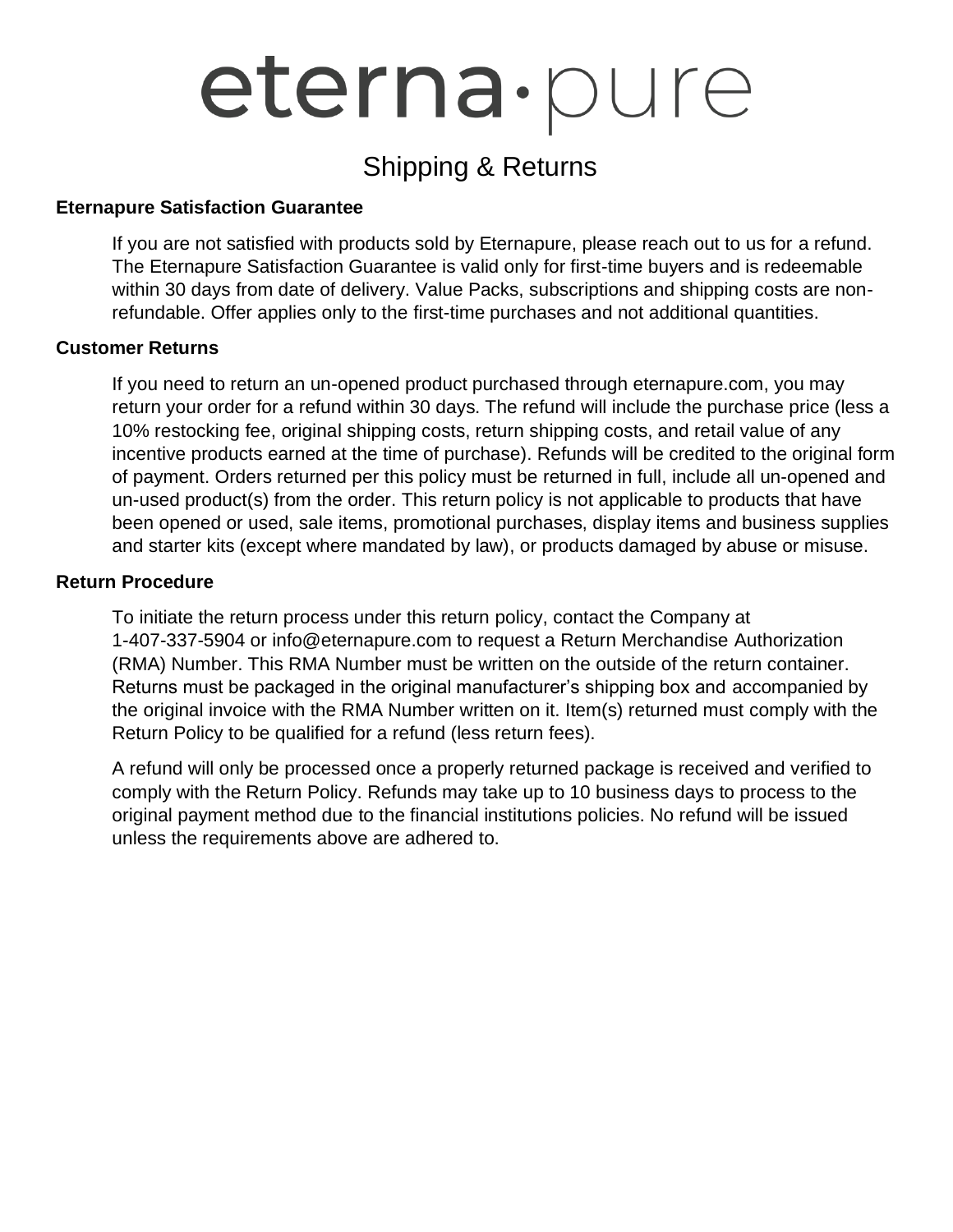# eterna·pure

## Shipping & Returns

### Eternapure Satisfaction Guarantee

If you are not satisfied with products sold by Eternapure, please reach out to us for a refund. The Eternapure Satisfaction Guarantee is valid only for first-time buyers and is redeemable within 30 days from date of delivery. Value Packs, subscriptions and shipping costs are non-refundable. Offer applies only to the first-time purchases and not additional quantities.

### Customer Returns

If you need to return an un-opened product purchased through eternapure.com, you may return your order for a refund within 30 days. The refund will include the purchase price (less a 10% restocking fee, original shipping costs, return shipping costs, and retail value of any incentive products earned at the time of purchase). Refunds will be credited to the original form of payment. Orders returned per this policy must be returned in full, include all un-opened and un-used product(s) from the order. This return policy is not applicable to products that have been opened or used, sale items, promotional purchases, display items and business supplies and starter kits (except where mandated by law), or products damaged by abuse or misuse.

### Return Procedure

To initiate the return process under this return policy, contact the Company at 1-407-337-5904 or info@eternapure.com to request a Return Merchandise Authorization (RMA) Number. This RMA Number must be written on the outside of the return container. Returns must be packaged in the original manufacturer's shipping box and accompanied by the original invoice with the RMA Number written on it. Item(s) returned must comply with the Return Policy to be qualified for a refund (less return fees).

A refund will only be processed once a properly returned package is received and verified to comply with the Return Policy. Refunds may take up to 10 business days to process to the original payment method due to the financial institutions policies. No refund will be issued unless the requirements above are adhered to.